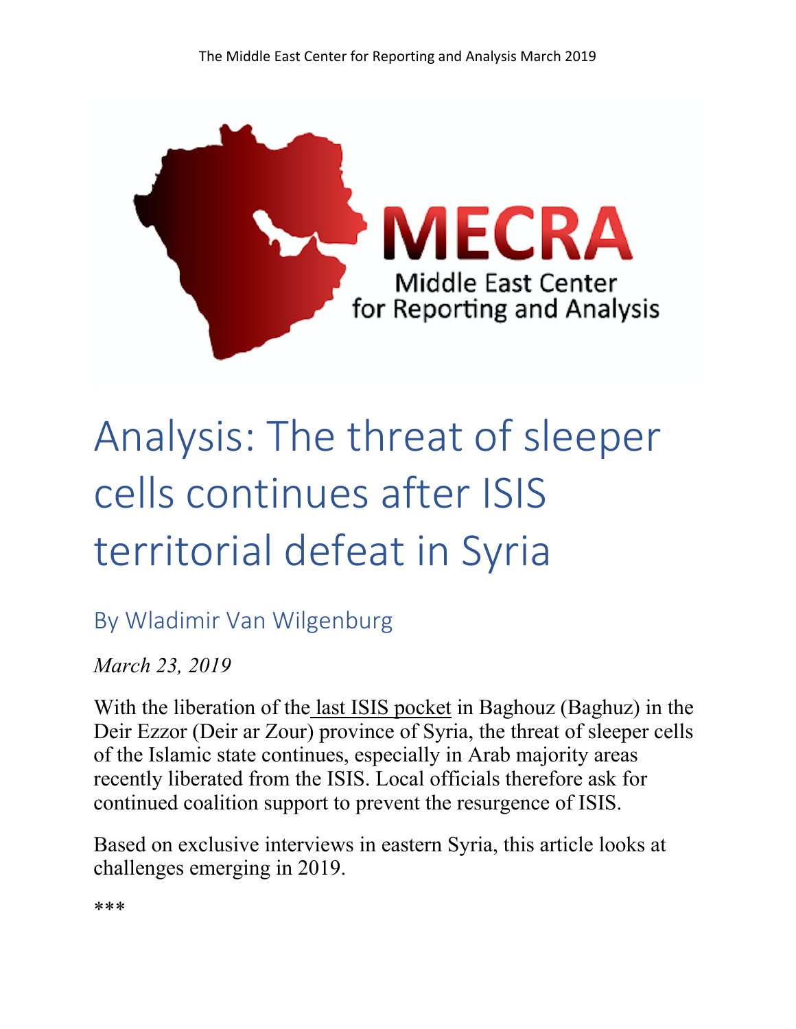# Analysis: The threat of sleeper cells continues after ISIS territorial defeat in Syria

## By Wladimir Van Wilgenburg

*March 23, 2019*

With the liberation of the last ISIS pocket in Baghouz (Baghuz) in the Deir Ezzor (Deir ar Zour) province of Syria, the threat of sleeper cells of the Islamic state continues, especially in Arab majority areas recently liberated from the ISIS. Local officials therefore ask for continued coalition support to prevent the resurgence of ISIS.

Based on exclusive interviews in eastern Syria, this article looks at challenges emerging in 2019.

***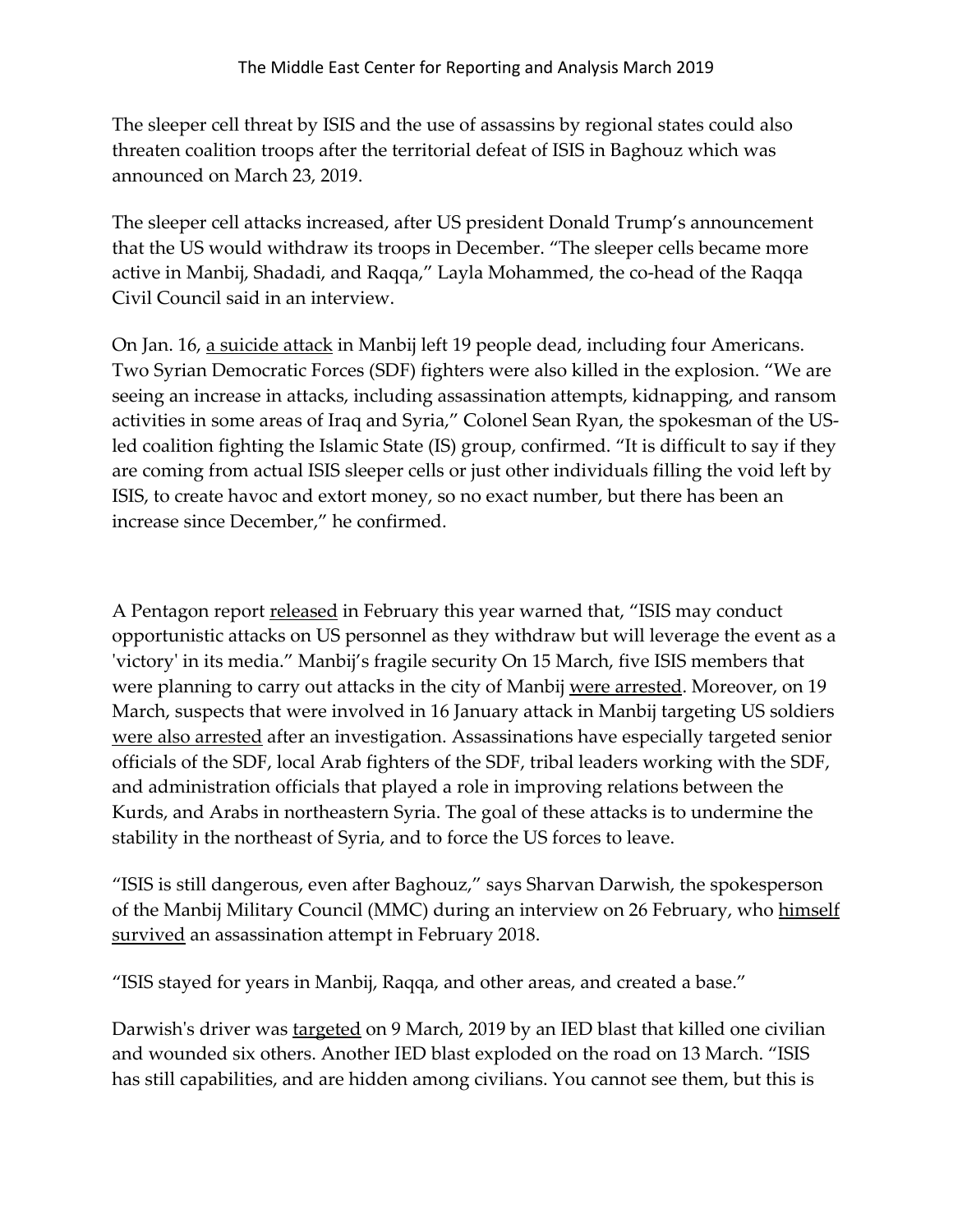The sleeper cell threat by ISIS and the use of assassins by regional states could also threaten coalition troops after the territorial defeat of ISIS in Baghouz which was announced on March 23, 2019.

The sleeper cell attacks increased, after US president Donald Trump's announcement that the US would withdraw its troops in December. "The sleeper cells became more active in Manbij, Shadadi, and Raqqa," Layla Mohammed, the co-head of the Raqqa Civil Council said in an interview.

On Jan. 16, a suicide attack in Manbij left 19 people dead, including four Americans. Two Syrian Democratic Forces (SDF) fighters were also killed in the explosion. "We are seeing an increase in attacks, including assassination attempts, kidnapping, and ransom activities in some areas of Iraq and Syria," Colonel Sean Ryan, the spokesman of the US-led coalition fighting the Islamic State (IS) group, confirmed. "It is difficult to say if they are coming from actual ISIS sleeper cells or just other individuals filling the void left by ISIS, to create havoc and extort money, so no exact number, but there has been an increase since December," he confirmed.

A Pentagon report released in February this year warned that, "ISIS may conduct opportunistic attacks on US personnel as they withdraw but will leverage the event as a 'victory' in its media." Manbij's fragile security On 15 March, five ISIS members that were planning to carry out attacks in the city of Manbij were arrested. Moreover, on 19 March, suspects that were involved in 16 January attack in Manbij targeting US soldiers were also arrested after an investigation. Assassinations have especially targeted senior officials of the SDF, local Arab fighters of the SDF, tribal leaders working with the SDF, and administration officials that played a role in improving relations between the Kurds, and Arabs in northeastern Syria. The goal of these attacks is to undermine the stability in the northeast of Syria, and to force the US forces to leave.

"ISIS is still dangerous, even after Baghouz," says Sharvan Darwish, the spokesperson of the Manbij Military Council (MMC) during an interview on 26 February, who himself survived an assassination attempt in February 2018.

"ISIS stayed for years in Manbij, Raqqa, and other areas, and created a base."

Darwish's driver was targeted on 9 March, 2019 by an IED blast that killed one civilian and wounded six others. Another IED blast exploded on the road on 13 March. "ISIS has still capabilities, and are hidden among civilians. You cannot see them, but this is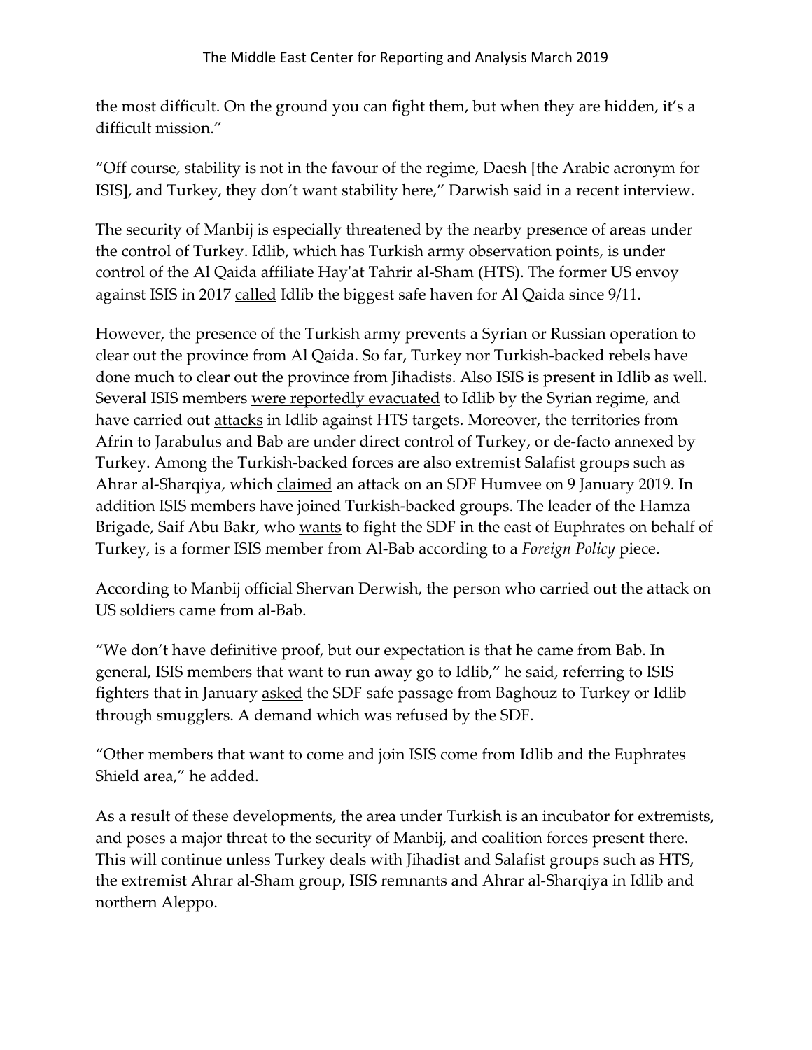the most difficult. On the ground you can fight them, but when they are hidden, it's a difficult mission."

"Off course, stability is not in the favour of the regime, Daesh [the Arabic acronym for ISIS], and Turkey, they don't want stability here," Darwish said in a recent interview.

The security of Manbij is especially threatened by the nearby presence of areas under the control of Turkey. Idlib, which has Turkish army observation points, is under control of the Al Qaida affiliate Hay'at Tahrir al-Sham (HTS). The former US envoy against ISIS in 2017 called Idlib the biggest safe haven for Al Qaida since 9/11.

However, the presence of the Turkish army prevents a Syrian or Russian operation to clear out the province from Al Qaida. So far, Turkey nor Turkish-backed rebels have done much to clear out the province from Jihadists. Also ISIS is present in Idlib as well. Several ISIS members were reportedly evacuated to Idlib by the Syrian regime, and have carried out attacks in Idlib against HTS targets. Moreover, the territories from Afrin to Jarabulus and Bab are under direct control of Turkey, or de-facto annexed by Turkey. Among the Turkish-backed forces are also extremist Salafist groups such as Ahrar al-Sharqiya, which claimed an attack on an SDF Humvee on 9 January 2019. In addition ISIS members have joined Turkish-backed groups. The leader of the Hamza Brigade, Saif Abu Bakr, who wants to fight the SDF in the east of Euphrates on behalf of Turkey, is a former ISIS member from Al-Bab according to a *Foreign Policy* piece.

According to Manbij official Shervan Derwish, the person who carried out the attack on US soldiers came from al-Bab.

"We don't have definitive proof, but our expectation is that he came from Bab. In general, ISIS members that want to run away go to Idlib," he said, referring to ISIS fighters that in January asked the SDF safe passage from Baghouz to Turkey or Idlib through smugglers. A demand which was refused by the SDF.

"Other members that want to come and join ISIS come from Idlib and the Euphrates Shield area," he added.

As a result of these developments, the area under Turkish is an incubator for extremists, and poses a major threat to the security of Manbij, and coalition forces present there. This will continue unless Turkey deals with Jihadist and Salafist groups such as HTS, the extremist Ahrar al-Sham group, ISIS remnants and Ahrar al-Sharqiya in Idlib and northern Aleppo.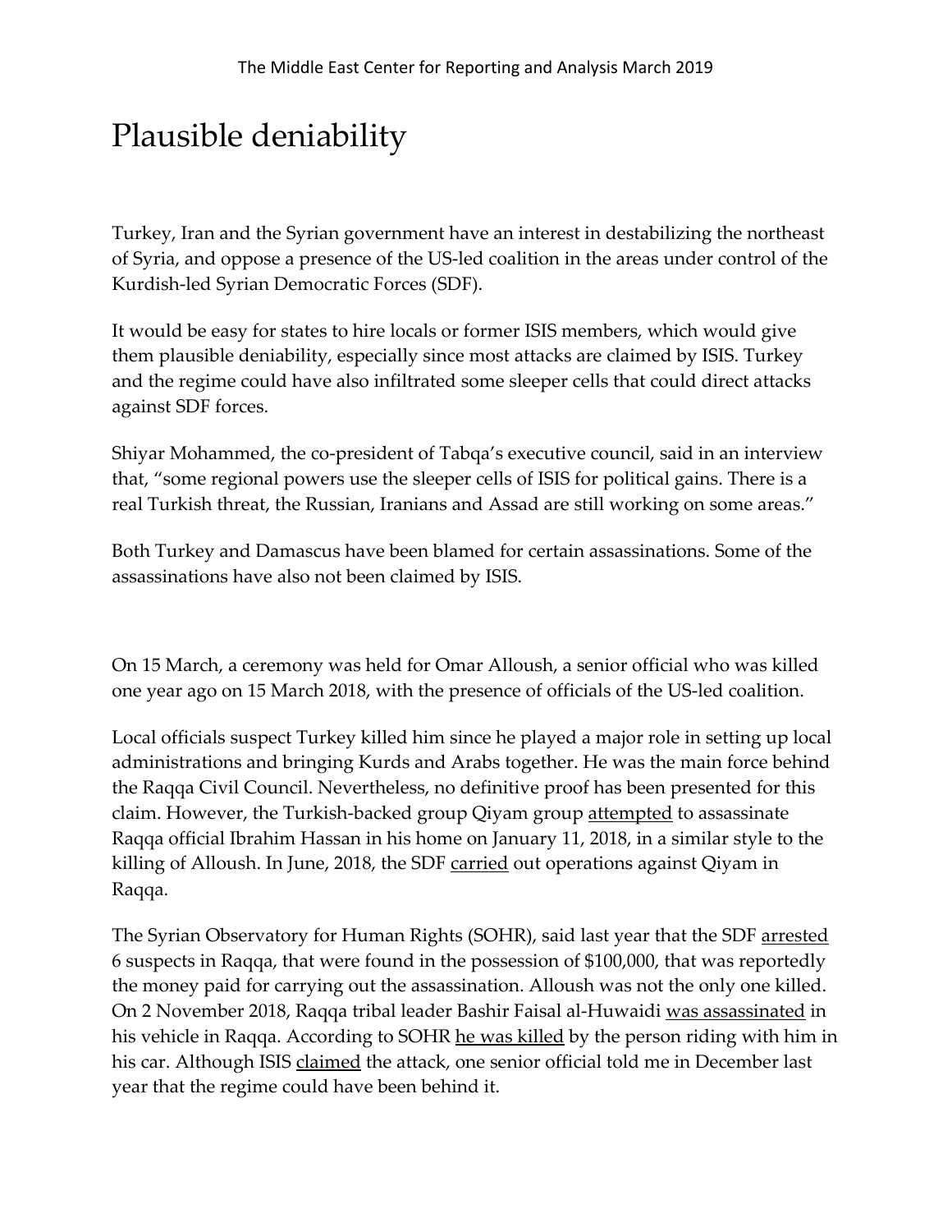# Plausible deniability

Turkey, Iran and the Syrian government have an interest in destabilizing the northeast of Syria, and oppose a presence of the US-led coalition in the areas under control of the Kurdish-led Syrian Democratic Forces (SDF).

It would be easy for states to hire locals or former ISIS members, which would give them plausible deniability, especially since most attacks are claimed by ISIS. Turkey and the regime could have also infiltrated some sleeper cells that could direct attacks against SDF forces.

Shiyar Mohammed, the co-president of Tabqa's executive council, said in an interview that, "some regional powers use the sleeper cells of ISIS for political gains. There is a real Turkish threat, the Russian, Iranians and Assad are still working on some areas."

Both Turkey and Damascus have been blamed for certain assassinations. Some of the assassinations have also not been claimed by ISIS.

On 15 March, a ceremony was held for Omar Alloush, a senior official who was killed one year ago on 15 March 2018, with the presence of officials of the US-led coalition.

Local officials suspect Turkey killed him since he played a major role in setting up local administrations and bringing Kurds and Arabs together. He was the main force behind the Raqqa Civil Council. Nevertheless, no definitive proof has been presented for this claim. However, the Turkish-backed group Qiyam group attempted to assassinate Raqqa official Ibrahim Hassan in his home on January 11, 2018, in a similar style to the killing of Alloush. In June, 2018, the SDF carried out operations against Qiyam in Raqqa.

The Syrian Observatory for Human Rights (SOHR), said last year that the SDF arrested 6 suspects in Raqqa, that were found in the possession of $100,000, that was reportedly the money paid for carrying out the assassination. Alloush was not the only one killed. On 2 November 2018, Raqqa tribal leader Bashir Faisal al-Huwaidi was assassinated in his vehicle in Raqqa. According to SOHR he was killed by the person riding with him in his car. Although ISIS claimed the attack, one senior official told me in December last year that the regime could have been behind it.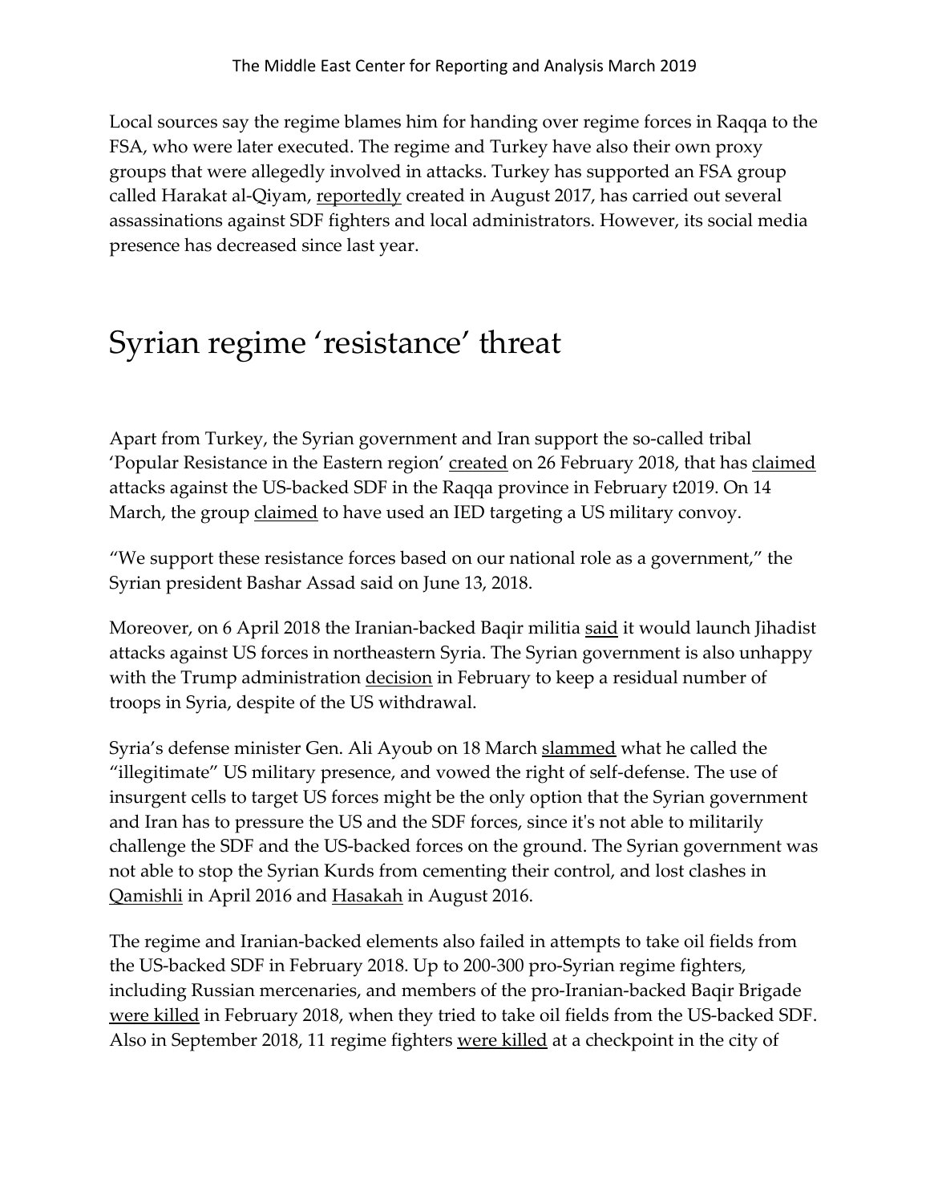Local sources say the regime blames him for handing over regime forces in Raqqa to the FSA, who were later executed. The regime and Turkey have also their own proxy groups that were allegedly involved in attacks. Turkey has supported an FSA group called Harakat al-Qiyam, reportedly created in August 2017, has carried out several assassinations against SDF fighters and local administrators. However, its social media presence has decreased since last year.

# Syrian regime 'resistance' threat

Apart from Turkey, the Syrian government and Iran support the so-called tribal 'Popular Resistance in the Eastern region' created on 26 February 2018, that has claimed attacks against the US-backed SDF in the Raqqa province in February t2019. On 14 March, the group claimed to have used an IED targeting a US military convoy.

"We support these resistance forces based on our national role as a government," the Syrian president Bashar Assad said on June 13, 2018.

Moreover, on 6 April 2018 the Iranian-backed Baqir militia said it would launch Jihadist attacks against US forces in northeastern Syria. The Syrian government is also unhappy with the Trump administration decision in February to keep a residual number of troops in Syria, despite of the US withdrawal.

Syria's defense minister Gen. Ali Ayoub on 18 March slammed what he called the "illegitimate" US military presence, and vowed the right of self-defense. The use of insurgent cells to target US forces might be the only option that the Syrian government and Iran has to pressure the US and the SDF forces, since it's not able to militarily challenge the SDF and the US-backed forces on the ground. The Syrian government was not able to stop the Syrian Kurds from cementing their control, and lost clashes in Qamishli in April 2016 and Hasakah in August 2016.

The regime and Iranian-backed elements also failed in attempts to take oil fields from the US-backed SDF in February 2018. Up to 200-300 pro-Syrian regime fighters, including Russian mercenaries, and members of the pro-Iranian-backed Baqir Brigade were killed in February 2018, when they tried to take oil fields from the US-backed SDF. Also in September 2018, 11 regime fighters were killed at a checkpoint in the city of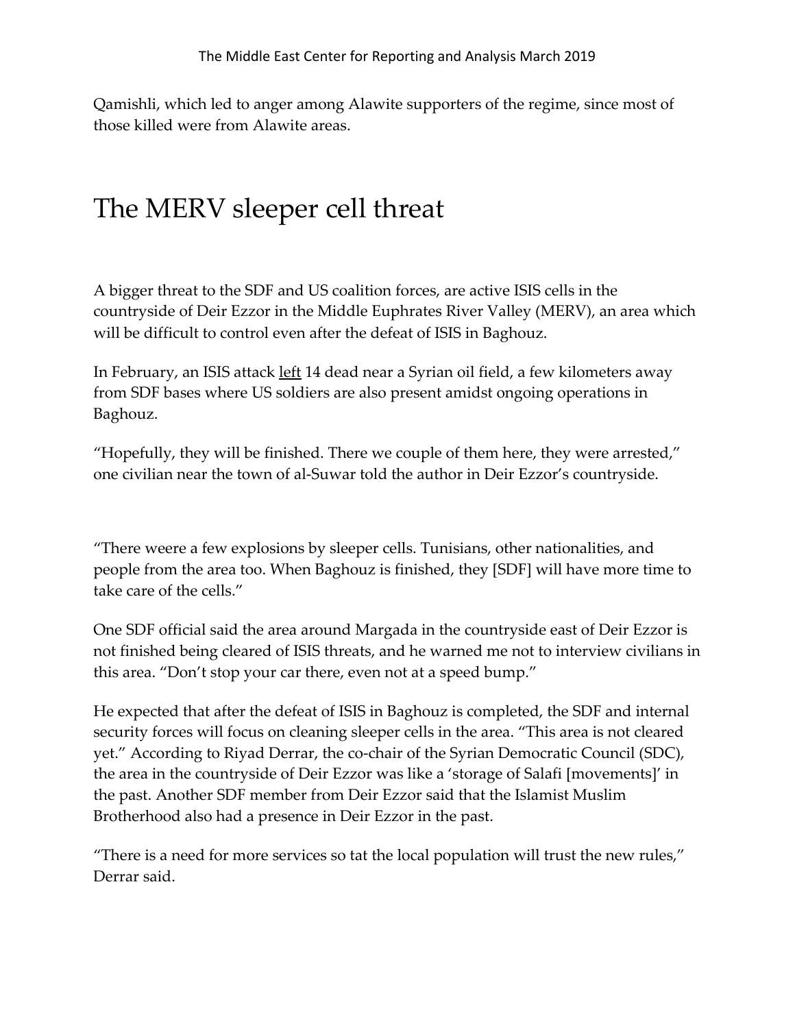Qamishli, which led to anger among Alawite supporters of the regime, since most of those killed were from Alawite areas.

# The MERV sleeper cell threat

A bigger threat to the SDF and US coalition forces, are active ISIS cells in the countryside of Deir Ezzor in the Middle Euphrates River Valley (MERV), an area which will be difficult to control even after the defeat of ISIS in Baghouz.

In February, an ISIS attack left 14 dead near a Syrian oil field, a few kilometers away from SDF bases where US soldiers are also present amidst ongoing operations in Baghouz.

"Hopefully, they will be finished. There we couple of them here, they were arrested," one civilian near the town of al-Suwar told the author in Deir Ezzor's countryside.

"There weere a few explosions by sleeper cells. Tunisians, other nationalities, and people from the area too. When Baghouz is finished, they [SDF] will have more time to take care of the cells."

One SDF official said the area around Margada in the countryside east of Deir Ezzor is not finished being cleared of ISIS threats, and he warned me not to interview civilians in this area. "Don't stop your car there, even not at a speed bump."

He expected that after the defeat of ISIS in Baghouz is completed, the SDF and internal security forces will focus on cleaning sleeper cells in the area. "This area is not cleared yet." According to Riyad Derrar, the co-chair of the Syrian Democratic Council (SDC), the area in the countryside of Deir Ezzor was like a 'storage of Salafi [movements]' in the past. Another SDF member from Deir Ezzor said that the Islamist Muslim Brotherhood also had a presence in Deir Ezzor in the past.

"There is a need for more services so tat the local population will trust the new rules," Derrar said.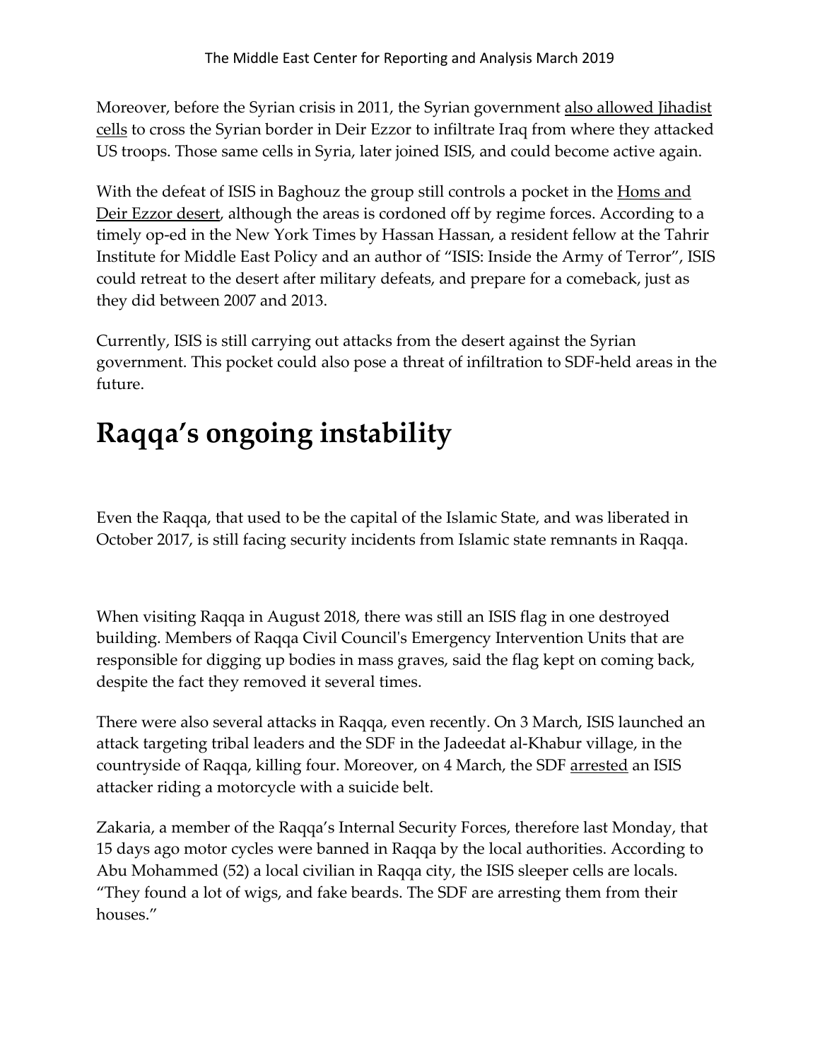Moreover, before the Syrian crisis in 2011, the Syrian government also allowed Jihadist cells to cross the Syrian border in Deir Ezzor to infiltrate Iraq from where they attacked US troops. Those same cells in Syria, later joined ISIS, and could become active again.

With the defeat of ISIS in Baghouz the group still controls a pocket in the Homs and Deir Ezzor desert, although the areas is cordoned off by regime forces. According to a timely op-ed in the New York Times by Hassan Hassan, a resident fellow at the Tahrir Institute for Middle East Policy and an author of “ISIS: Inside the Army of Terror”, ISIS could retreat to the desert after military defeats, and prepare for a comeback, just as they did between 2007 and 2013.

Currently, ISIS is still carrying out attacks from the desert against the Syrian government. This pocket could also pose a threat of infiltration to SDF-held areas in the future.

# Raqqa’s ongoing instability

Even the Raqqa, that used to be the capital of the Islamic State, and was liberated in October 2017, is still facing security incidents from Islamic state remnants in Raqqa.

When visiting Raqqa in August 2018, there was still an ISIS flag in one destroyed building. Members of Raqqa Civil Council's Emergency Intervention Units that are responsible for digging up bodies in mass graves, said the flag kept on coming back, despite the fact they removed it several times.

There were also several attacks in Raqqa, even recently. On 3 March, ISIS launched an attack targeting tribal leaders and the SDF in the Jadeedat al-Khabur village, in the countryside of Raqqa, killing four. Moreover, on 4 March, the SDF arrested an ISIS attacker riding a motorcycle with a suicide belt.

Zakaria, a member of the Raqqa’s Internal Security Forces, therefore last Monday, that 15 days ago motor cycles were banned in Raqqa by the local authorities. According to Abu Mohammed (52) a local civilian in Raqqa city, the ISIS sleeper cells are locals. “They found a lot of wigs, and fake beards. The SDF are arresting them from their houses.”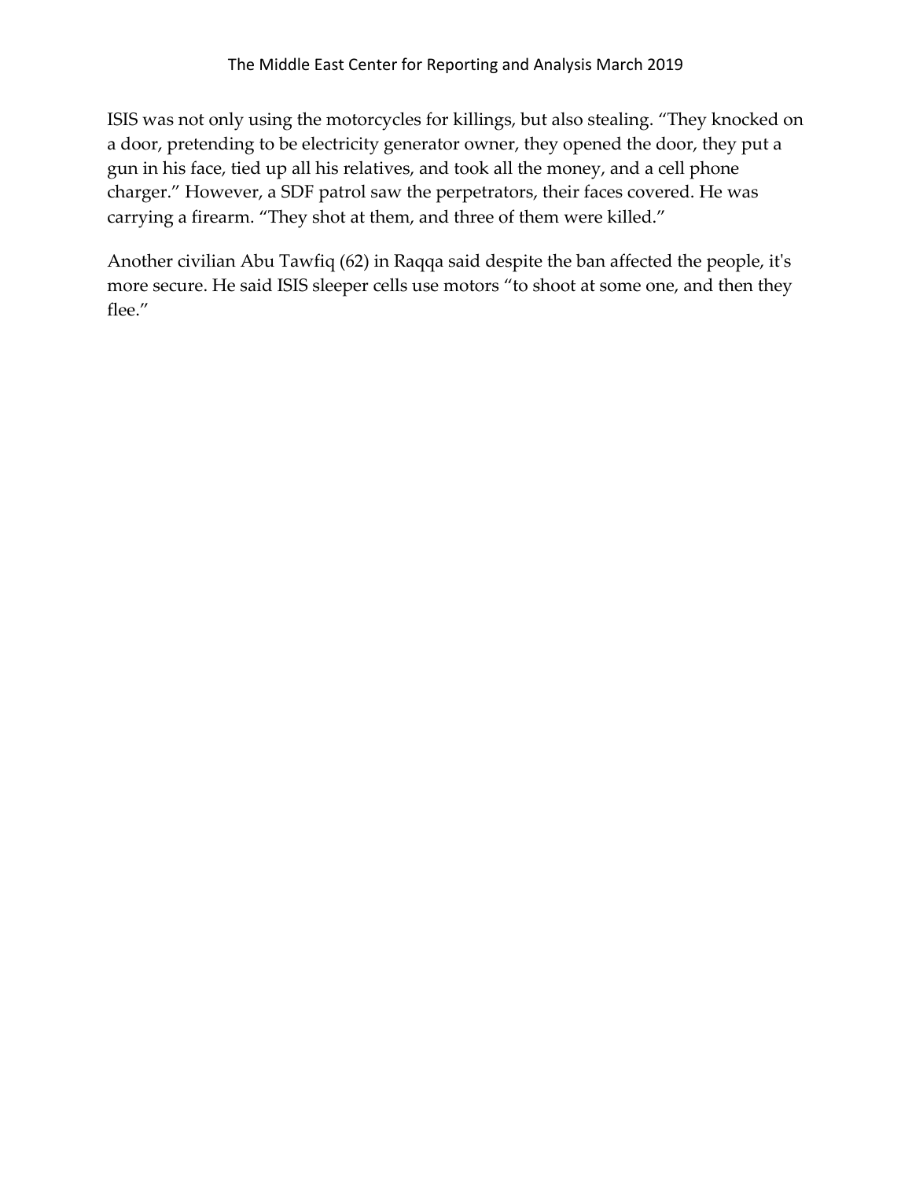ISIS was not only using the motorcycles for killings, but also stealing. "They knocked on a door, pretending to be electricity generator owner, they opened the door, they put a gun in his face, tied up all his relatives, and took all the money, and a cell phone charger." However, a SDF patrol saw the perpetrators, their faces covered. He was carrying a firearm. "They shot at them, and three of them were killed."

Another civilian Abu Tawfiq (62) in Raqqa said despite the ban affected the people, it's more secure. He said ISIS sleeper cells use motors "to shoot at some one, and then they flee."